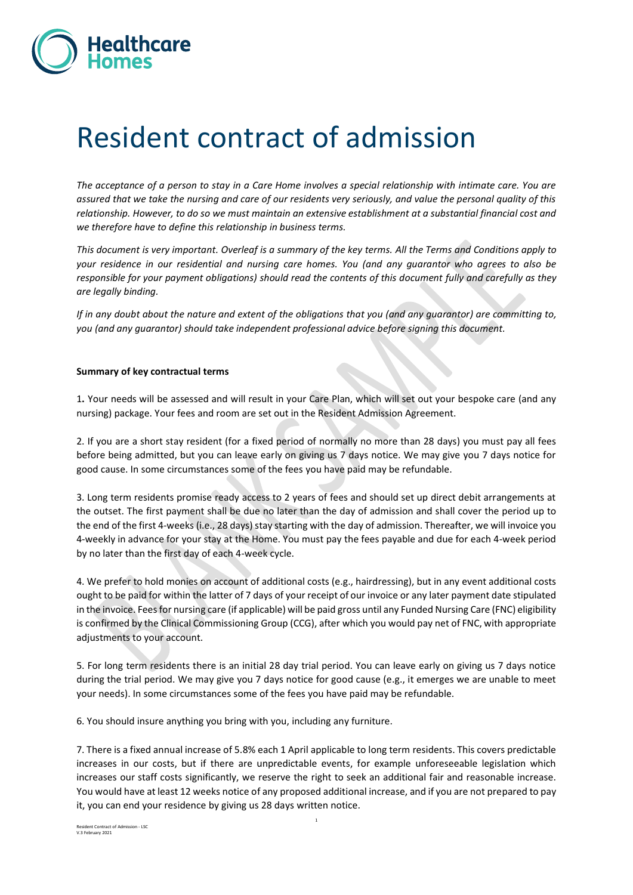# Resident contract of admission

*The acceptance of a person to stay in a Care Home involves a special relationship with intimate care. You are assured that we take the nursing and care of our residents very seriously, and value the personal quality of this relationship. However, to do so we must maintain an extensive establishment at a substantial financial cost and we therefore have to define this relationship in business terms.*

*This document is very important. Overleaf is a summary of the key terms. All the Terms and Conditions apply to your residence in our residential and nursing care homes. You (and any guarantor who agrees to also be responsible for your payment obligations) should read the contents of this document fully and carefully as they are legally binding.*

*If in any doubt about the nature and extent of the obligations that you (and any guarantor) are committing to, you (and any guarantor) should take independent professional advice before signing this document.*

**Summary of key contractual terms**

1**.** Your needs will be assessed and will result in your Care Plan, which will set out your bespoke care (and any nursing) package. Your fees and room are set out in the Resident Admission Agreement.

2. If you are a short stay resident (for a fixed period of normally no more than 28 days) you must pay all fees before being admitted, but you can leave early on giving us 7 days notice. We may give you 7 days notice for good cause. In some circumstances some of the fees you have paid may be refundable.

3. Long term residents promise ready access to 2 years of fees and should set up direct debit arrangements at the outset. The first payment shall be due no later than the day of admission and shall cover the period up to the end of the first 4-weeks (i.e., 28 days) stay starting with the day of admission. Thereafter, we will invoice you 4-weekly in advance for your stay at the Home. You must pay the fees payable and due for each 4-week period by no later than the first day of each 4-week cycle.

4. We prefer to hold monies on account of additional costs (e.g., hairdressing), but in any event additional costs ought to be paid for within the latter of 7 days of your receipt of our invoice or any later payment date stipulated in the invoice. Fees for nursing care (if applicable) will be paid gross until any Funded Nursing Care (FNC) eligibility is confirmed by the Clinical Commissioning Group (CCG), after which you would pay net of FNC, with appropriate adjustments to your account.

5. For long term residents there is an initial 28 day trial period. You can leave early on giving us 7 days notice during the trial period. We may give you 7 days notice for good cause (e.g., it emerges we are unable to meet your needs). In some circumstances some of the fees you have paid may be refundable.

6. You should insure anything you bring with you, including any furniture.

7. There is a fixed annual increase of 5.8% each 1 April applicable to long term residents. This covers predictable increases in our costs, but if there are unpredictable events, for example unforeseeable legislation which increases our staff costs significantly, we reserve the right to seek an additional fair and reasonable increase. You would have at least 12 weeks notice of any proposed additional increase, and if you are not prepared to pay it, you can end your residence by giving us 28 days written notice.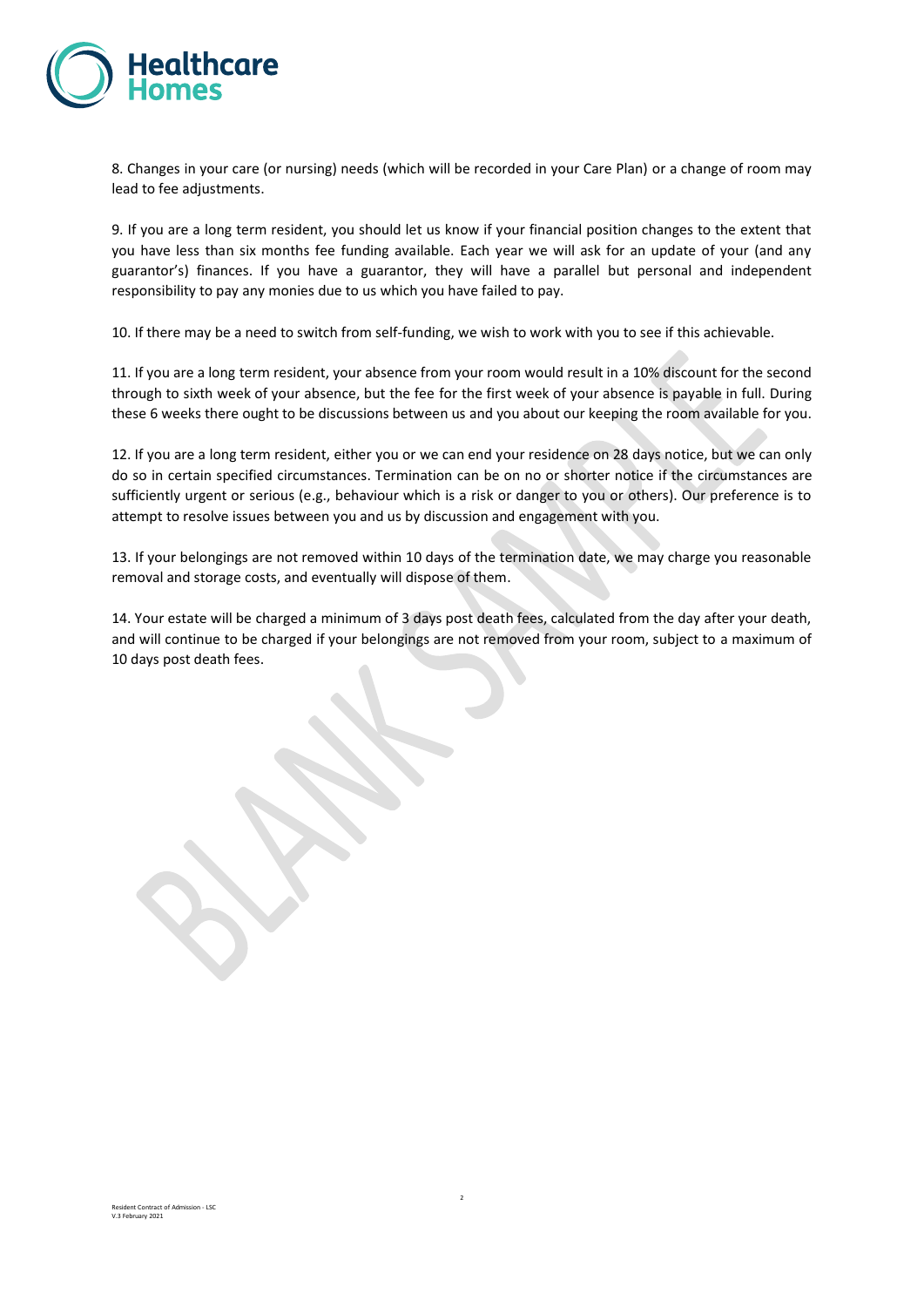8. Changes in your care (or nursing) needs (which will be recorded in your Care Plan) or a change of room may lead to fee adjustments.

9. If you are a long term resident, you should let us know if your financial position changes to the extent that you have less than six months fee funding available. Each year we will ask for an update of your (and any guarantor's) finances. If you have a guarantor, they will have a parallel but personal and independent responsibility to pay any monies due to us which you have failed to pay.

10. If there may be a need to switch from self-funding, we wish to work with you to see if this achievable.

11. If you are a long term resident, your absence from your room would result in a 10% discount for the second through to sixth week of your absence, but the fee for the first week of your absence is payable in full. During these 6 weeks there ought to be discussions between us and you about our keeping the room available for you.

12. If you are a long term resident, either you or we can end your residence on 28 days notice, but we can only do so in certain specified circumstances. Termination can be on no or shorter notice if the circumstances are sufficiently urgent or serious (e.g., behaviour which is a risk or danger to you or others). Our preference is to attempt to resolve issues between you and us by discussion and engagement with you.

13. If your belongings are not removed within 10 days of the termination date, we may charge you reasonable removal and storage costs, and eventually will dispose of them.

14. Your estate will be charged a minimum of 3 days post death fees, calculated from the day after your death, and will continue to be charged if your belongings are not removed from your room, subject to a maximum of 10 days post death fees.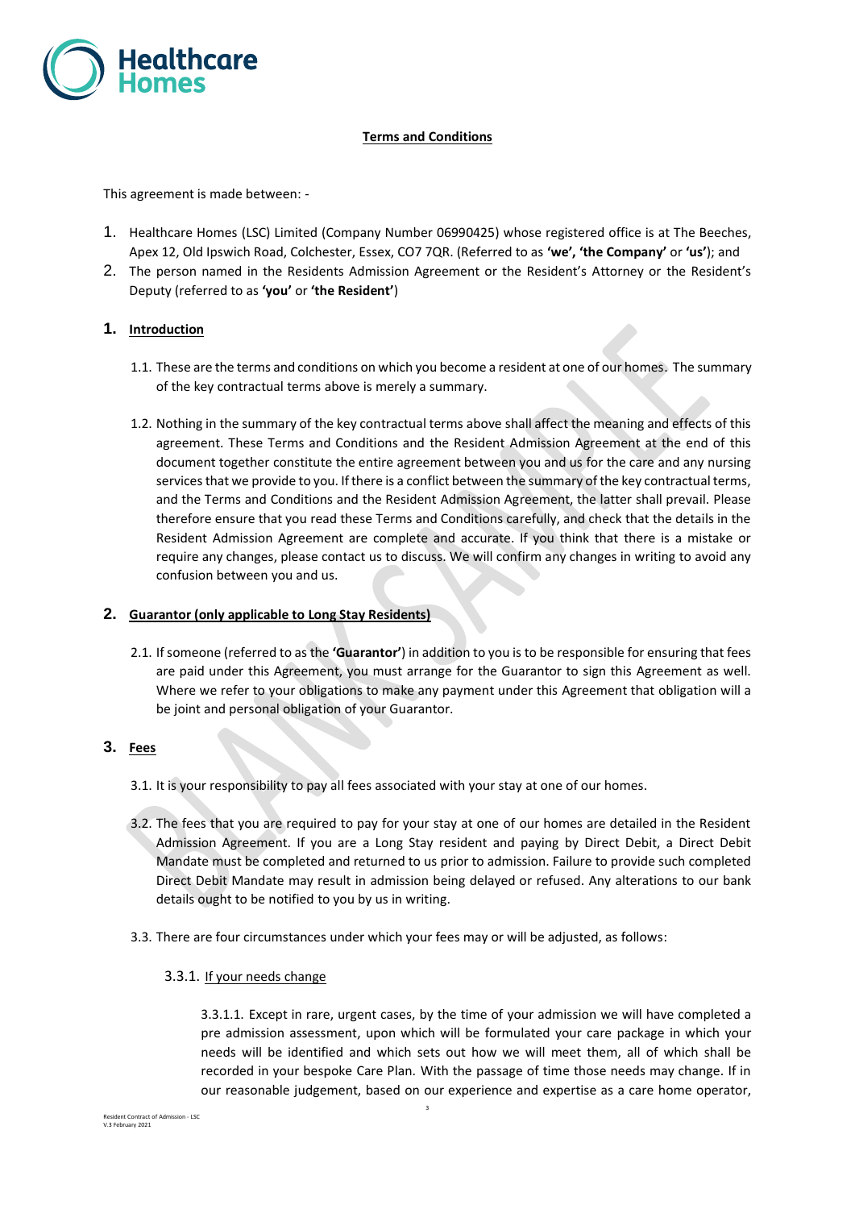## Terms and Conditions

This agreement is made between: -

1. Healthcare Homes (LSC) Limited (Company Number 06990425) whose registered office is at The Beeches, Apex 12, Old Ipswich Road, Colchester, Essex, CO7 7QR. (Referred to as **'we', 'the Company'** or **'us'**); and
2. The person named in the Residents Admission Agreement or the Resident's Attorney or the Resident's Deputy (referred to as **'you'** or **'the Resident'**)

### 1. Introduction

1.1. These are the terms and conditions on which you become a resident at one of our homes. The summary of the key contractual terms above is merely a summary.

1.2. Nothing in the summary of the key contractual terms above shall affect the meaning and effects of this agreement. These Terms and Conditions and the Resident Admission Agreement at the end of this document together constitute the entire agreement between you and us for the care and any nursing services that we provide to you. If there is a conflict between the summary of the key contractual terms, and the Terms and Conditions and the Resident Admission Agreement, the latter shall prevail. Please therefore ensure that you read these Terms and Conditions carefully, and check that the details in the Resident Admission Agreement are complete and accurate. If you think that there is a mistake or require any changes, please contact us to discuss. We will confirm any changes in writing to avoid any confusion between you and us.

### 2. Guarantor (only applicable to Long Stay Residents)

2.1. If someone (referred to as the **'Guarantor'**) in addition to you is to be responsible for ensuring that fees are paid under this Agreement, you must arrange for the Guarantor to sign this Agreement as well. Where we refer to your obligations to make any payment under this Agreement that obligation will a be joint and personal obligation of your Guarantor.

### 3. Fees

3.1. It is your responsibility to pay all fees associated with your stay at one of our homes.

3.2. The fees that you are required to pay for your stay at one of our homes are detailed in the Resident Admission Agreement. If you are a Long Stay resident and paying by Direct Debit, a Direct Debit Mandate must be completed and returned to us prior to admission. Failure to provide such completed Direct Debit Mandate may result in admission being delayed or refused. Any alterations to our bank details ought to be notified to you by us in writing.

3.3. There are four circumstances under which your fees may or will be adjusted, as follows:

3.3.1. If your needs change

3.3.1.1. Except in rare, urgent cases, by the time of your admission we will have completed a pre admission assessment, upon which will be formulated your care package in which your needs will be identified and which sets out how we will meet them, all of which shall be recorded in your bespoke Care Plan. With the passage of time those needs may change. If in our reasonable judgement, based on our experience and expertise as a care home operator,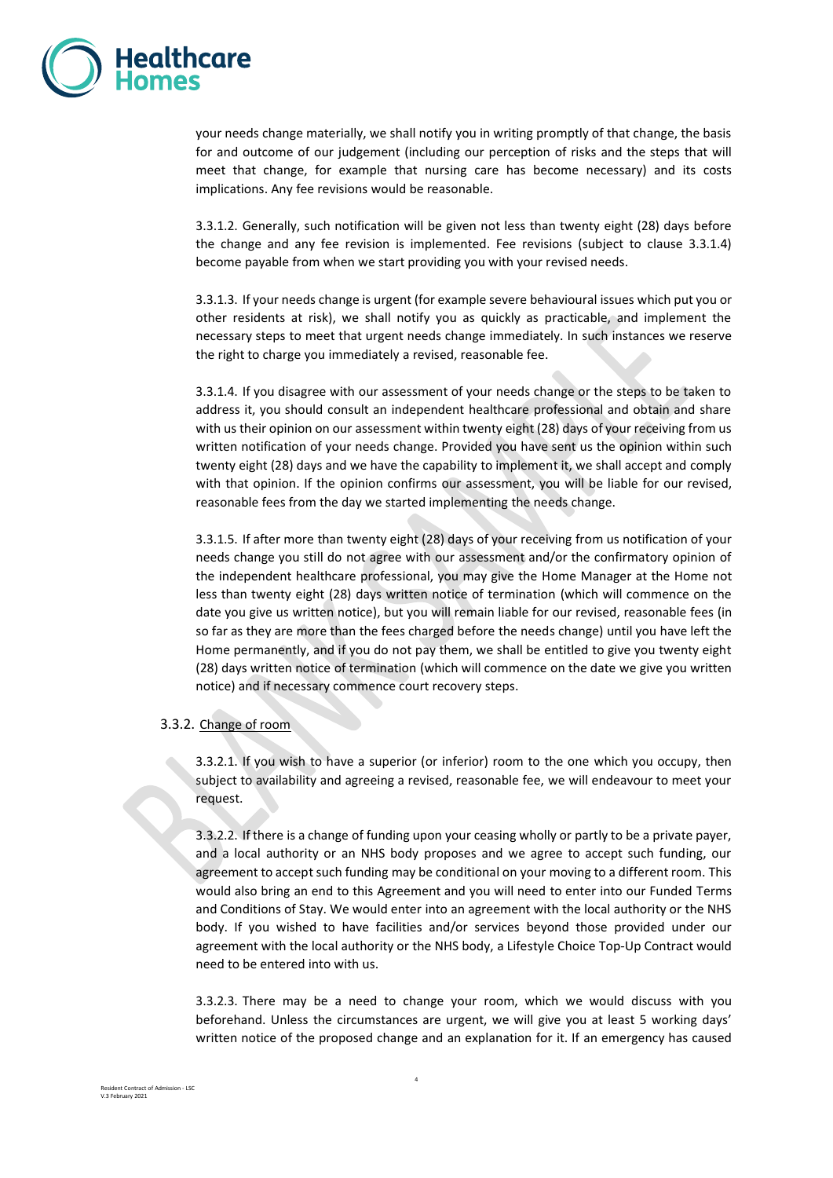your needs change materially, we shall notify you in writing promptly of that change, the basis for and outcome of our judgement (including our perception of risks and the steps that will meet that change, for example that nursing care has become necessary) and its costs implications. Any fee revisions would be reasonable.

3.3.1.2. Generally, such notification will be given not less than twenty eight (28) days before the change and any fee revision is implemented. Fee revisions (subject to clause 3.3.1.4) become payable from when we start providing you with your revised needs.

3.3.1.3. If your needs change is urgent (for example severe behavioural issues which put you or other residents at risk), we shall notify you as quickly as practicable, and implement the necessary steps to meet that urgent needs change immediately. In such instances we reserve the right to charge you immediately a revised, reasonable fee.

3.3.1.4. If you disagree with our assessment of your needs change or the steps to be taken to address it, you should consult an independent healthcare professional and obtain and share with us their opinion on our assessment within twenty eight (28) days of your receiving from us written notification of your needs change. Provided you have sent us the opinion within such twenty eight (28) days and we have the capability to implement it, we shall accept and comply with that opinion. If the opinion confirms our assessment, you will be liable for our revised, reasonable fees from the day we started implementing the needs change.

3.3.1.5. If after more than twenty eight (28) days of your receiving from us notification of your needs change you still do not agree with our assessment and/or the confirmatory opinion of the independent healthcare professional, you may give the Home Manager at the Home not less than twenty eight (28) days written notice of termination (which will commence on the date you give us written notice), but you will remain liable for our revised, reasonable fees (in so far as they are more than the fees charged before the needs change) until you have left the Home permanently, and if you do not pay them, we shall be entitled to give you twenty eight (28) days written notice of termination (which will commence on the date we give you written notice) and if necessary commence court recovery steps.

3.3.2. Change of room

3.3.2.1. If you wish to have a superior (or inferior) room to the one which you occupy, then subject to availability and agreeing a revised, reasonable fee, we will endeavour to meet your request.

3.3.2.2. If there is a change of funding upon your ceasing wholly or partly to be a private payer, and a local authority or an NHS body proposes and we agree to accept such funding, our agreement to accept such funding may be conditional on your moving to a different room. This would also bring an end to this Agreement and you will need to enter into our Funded Terms and Conditions of Stay. We would enter into an agreement with the local authority or the NHS body. If you wished to have facilities and/or services beyond those provided under our agreement with the local authority or the NHS body, a Lifestyle Choice Top-Up Contract would need to be entered into with us.

3.3.2.3. There may be a need to change your room, which we would discuss with you beforehand. Unless the circumstances are urgent, we will give you at least 5 working days' written notice of the proposed change and an explanation for it. If an emergency has caused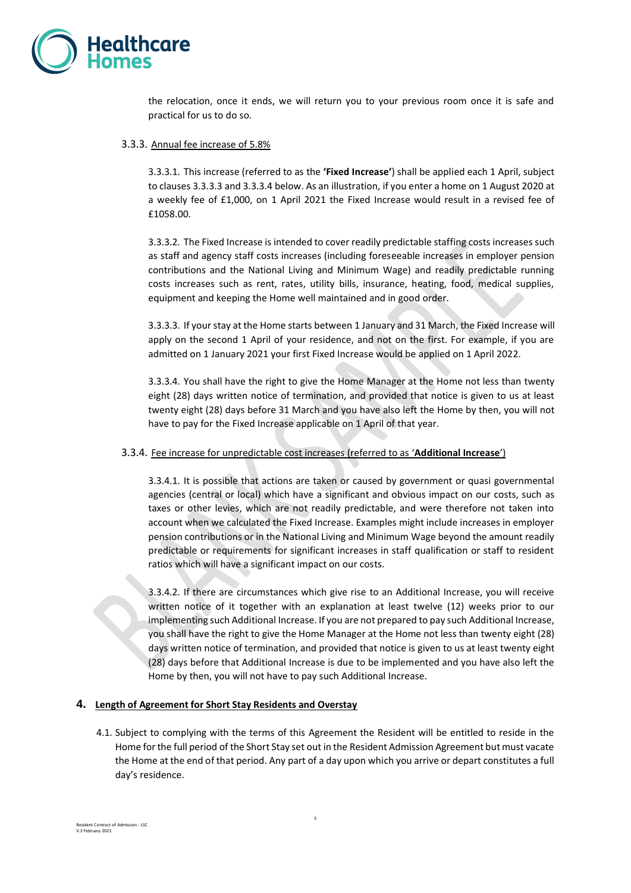the relocation, once it ends, we will return you to your previous room once it is safe and practical for us to do so.

3.3.3. Annual fee increase of 5.8%

3.3.3.1. This increase (referred to as the **'Fixed Increase'**) shall be applied each 1 April, subject to clauses 3.3.3.3 and 3.3.3.4 below. As an illustration, if you enter a home on 1 August 2020 at a weekly fee of £1,000, on 1 April 2021 the Fixed Increase would result in a revised fee of £1058.00.

3.3.3.2. The Fixed Increase is intended to cover readily predictable staffing costs increases such as staff and agency staff costs increases (including foreseeable increases in employer pension contributions and the National Living and Minimum Wage) and readily predictable running costs increases such as rent, rates, utility bills, insurance, heating, food, medical supplies, equipment and keeping the Home well maintained and in good order.

3.3.3.3. If your stay at the Home starts between 1 January and 31 March, the Fixed Increase will apply on the second 1 April of your residence, and not on the first. For example, if you are admitted on 1 January 2021 your first Fixed Increase would be applied on 1 April 2022.

3.3.3.4. You shall have the right to give the Home Manager at the Home not less than twenty eight (28) days written notice of termination, and provided that notice is given to us at least twenty eight (28) days before 31 March and you have also left the Home by then, you will not have to pay for the Fixed Increase applicable on 1 April of that year.

3.3.4. Fee increase for unpredictable cost increases (referred to as '**Additional Increase**')

3.3.4.1. It is possible that actions are taken or caused by government or quasi governmental agencies (central or local) which have a significant and obvious impact on our costs, such as taxes or other levies, which are not readily predictable, and were therefore not taken into account when we calculated the Fixed Increase. Examples might include increases in employer pension contributions or in the National Living and Minimum Wage beyond the amount readily predictable or requirements for significant increases in staff qualification or staff to resident ratios which will have a significant impact on our costs.

3.3.4.2. If there are circumstances which give rise to an Additional Increase, you will receive written notice of it together with an explanation at least twelve (12) weeks prior to our implementing such Additional Increase. If you are not prepared to pay such Additional Increase, you shall have the right to give the Home Manager at the Home not less than twenty eight (28) days written notice of termination, and provided that notice is given to us at least twenty eight (28) days before that Additional Increase is due to be implemented and you have also left the Home by then, you will not have to pay such Additional Increase.

## 4. Length of Agreement for Short Stay Residents and Overstay

4.1. Subject to complying with the terms of this Agreement the Resident will be entitled to reside in the Home for the full period of the Short Stay set out in the Resident Admission Agreement but must vacate the Home at the end of that period. Any part of a day upon which you arrive or depart constitutes a full day's residence.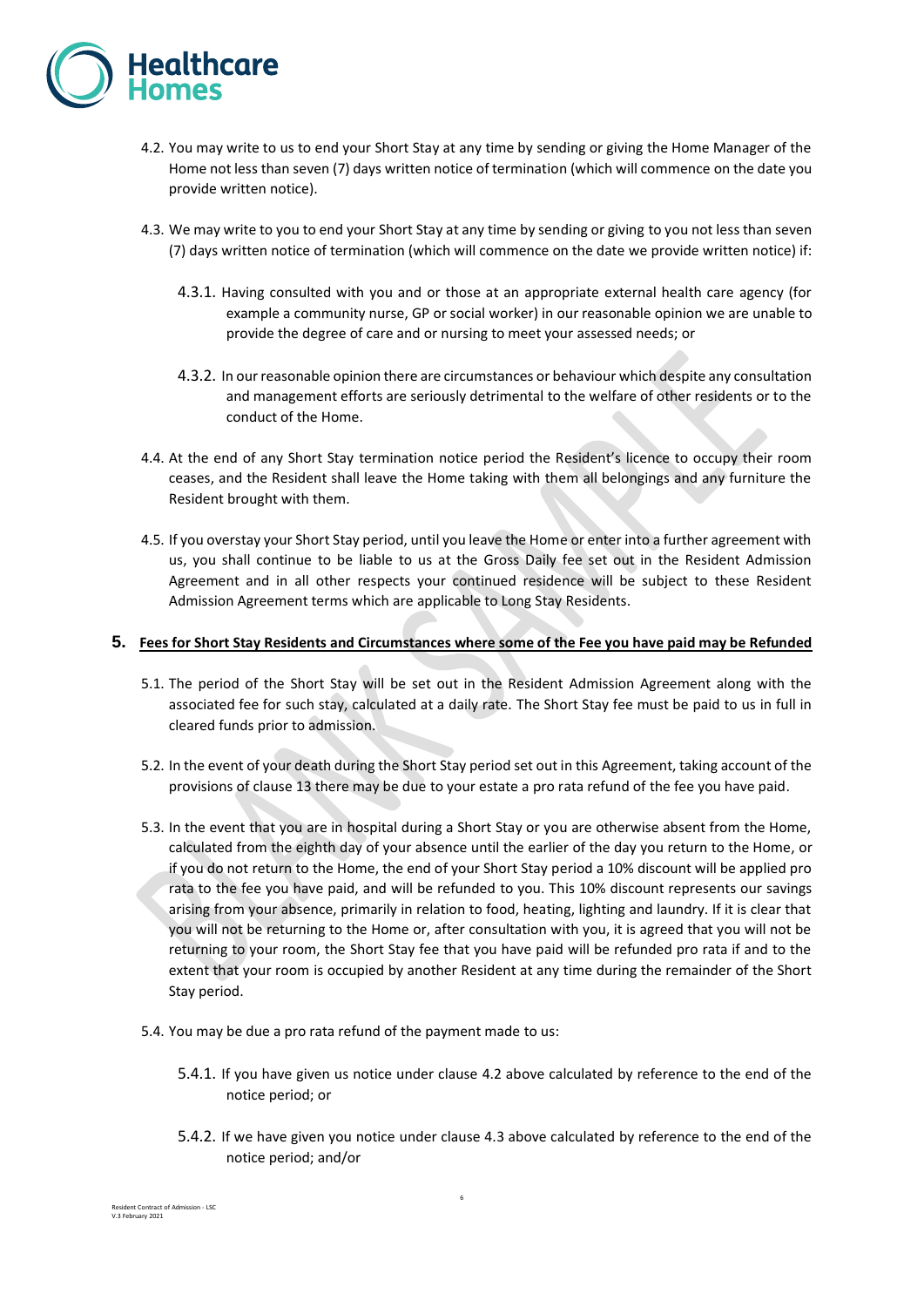4.2. You may write to us to end your Short Stay at any time by sending or giving the Home Manager of the Home not less than seven (7) days written notice of termination (which will commence on the date you provide written notice).

4.3. We may write to you to end your Short Stay at any time by sending or giving to you not less than seven (7) days written notice of termination (which will commence on the date we provide written notice) if:

4.3.1. Having consulted with you and or those at an appropriate external health care agency (for example a community nurse, GP or social worker) in our reasonable opinion we are unable to provide the degree of care and or nursing to meet your assessed needs; or

4.3.2. In our reasonable opinion there are circumstances or behaviour which despite any consultation and management efforts are seriously detrimental to the welfare of other residents or to the conduct of the Home.

4.4. At the end of any Short Stay termination notice period the Resident's licence to occupy their room ceases, and the Resident shall leave the Home taking with them all belongings and any furniture the Resident brought with them.

4.5. If you overstay your Short Stay period, until you leave the Home or enter into a further agreement with us, you shall continue to be liable to us at the Gross Daily fee set out in the Resident Admission Agreement and in all other respects your continued residence will be subject to these Resident Admission Agreement terms which are applicable to Long Stay Residents.

## 5. Fees for Short Stay Residents and Circumstances where some of the Fee you have paid may be Refunded

5.1. The period of the Short Stay will be set out in the Resident Admission Agreement along with the associated fee for such stay, calculated at a daily rate. The Short Stay fee must be paid to us in full in cleared funds prior to admission.

5.2. In the event of your death during the Short Stay period set out in this Agreement, taking account of the provisions of clause 13 there may be due to your estate a pro rata refund of the fee you have paid.

5.3. In the event that you are in hospital during a Short Stay or you are otherwise absent from the Home, calculated from the eighth day of your absence until the earlier of the day you return to the Home, or if you do not return to the Home, the end of your Short Stay period a 10% discount will be applied pro rata to the fee you have paid, and will be refunded to you. This 10% discount represents our savings arising from your absence, primarily in relation to food, heating, lighting and laundry. If it is clear that you will not be returning to the Home or, after consultation with you, it is agreed that you will not be returning to your room, the Short Stay fee that you have paid will be refunded pro rata if and to the extent that your room is occupied by another Resident at any time during the remainder of the Short Stay period.

5.4. You may be due a pro rata refund of the payment made to us:

5.4.1. If you have given us notice under clause 4.2 above calculated by reference to the end of the notice period; or

5.4.2. If we have given you notice under clause 4.3 above calculated by reference to the end of the notice period; and/or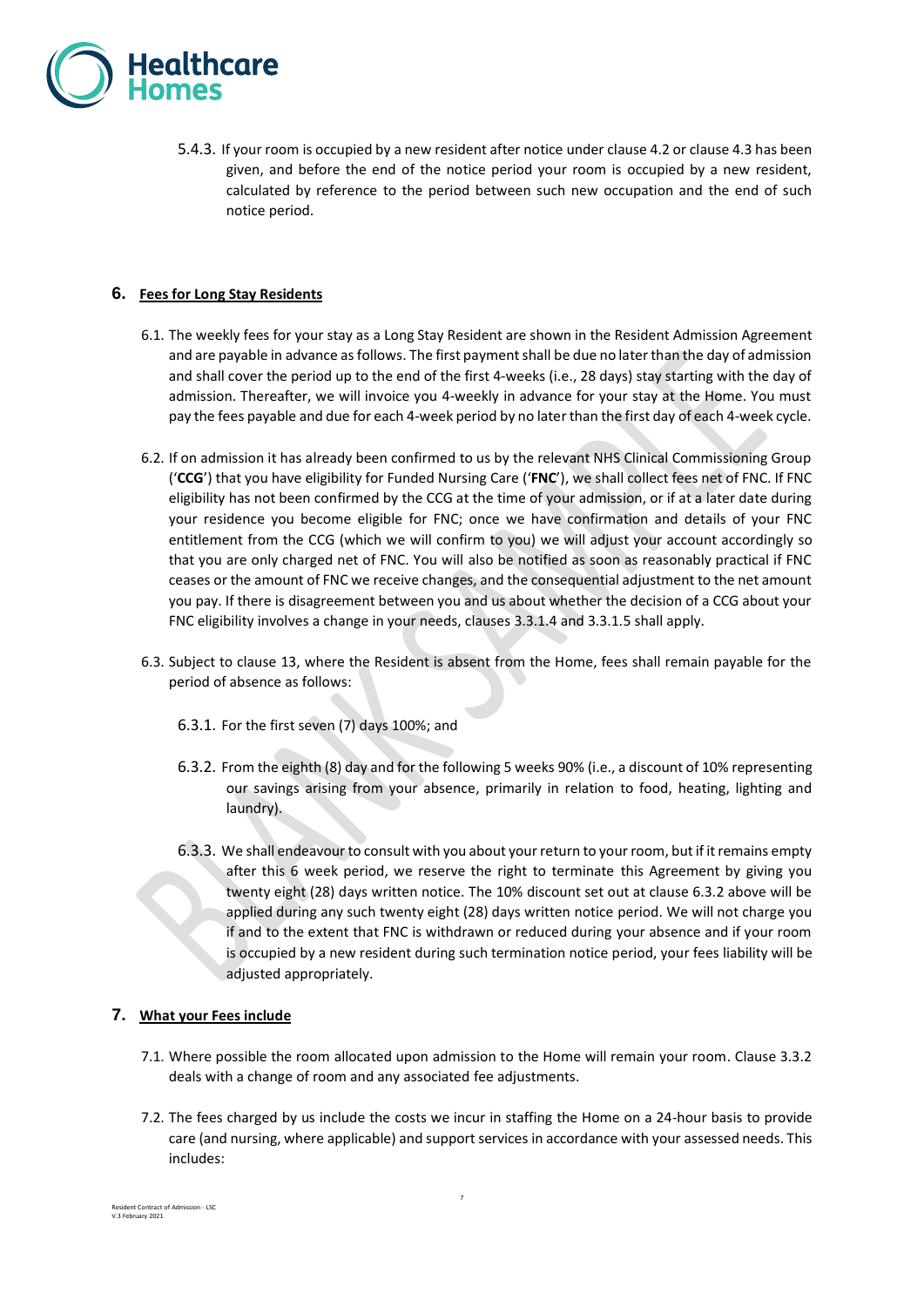5.4.3. If your room is occupied by a new resident after notice under clause 4.2 or clause 4.3 has been given, and before the end of the notice period your room is occupied by a new resident, calculated by reference to the period between such new occupation and the end of such notice period.

## 6. Fees for Long Stay Residents

6.1. The weekly fees for your stay as a Long Stay Resident are shown in the Resident Admission Agreement and are payable in advance as follows. The first payment shall be due no later than the day of admission and shall cover the period up to the end of the first 4-weeks (i.e., 28 days) stay starting with the day of admission. Thereafter, we will invoice you 4-weekly in advance for your stay at the Home. You must pay the fees payable and due for each 4-week period by no later than the first day of each 4-week cycle.

6.2. If on admission it has already been confirmed to us by the relevant NHS Clinical Commissioning Group ('**CCG**') that you have eligibility for Funded Nursing Care ('**FNC**'), we shall collect fees net of FNC. If FNC eligibility has not been confirmed by the CCG at the time of your admission, or if at a later date during your residence you become eligible for FNC; once we have confirmation and details of your FNC entitlement from the CCG (which we will confirm to you) we will adjust your account accordingly so that you are only charged net of FNC. You will also be notified as soon as reasonably practical if FNC ceases or the amount of FNC we receive changes, and the consequential adjustment to the net amount you pay. If there is disagreement between you and us about whether the decision of a CCG about your FNC eligibility involves a change in your needs, clauses 3.3.1.4 and 3.3.1.5 shall apply.

6.3. Subject to clause 13, where the Resident is absent from the Home, fees shall remain payable for the period of absence as follows:

6.3.1. For the first seven (7) days 100%; and

6.3.2. From the eighth (8) day and for the following 5 weeks 90% (i.e., a discount of 10% representing our savings arising from your absence, primarily in relation to food, heating, lighting and laundry).

6.3.3. We shall endeavour to consult with you about your return to your room, but if it remains empty after this 6 week period, we reserve the right to terminate this Agreement by giving you twenty eight (28) days written notice. The 10% discount set out at clause 6.3.2 above will be applied during any such twenty eight (28) days written notice period. We will not charge you if and to the extent that FNC is withdrawn or reduced during your absence and if your room is occupied by a new resident during such termination notice period, your fees liability will be adjusted appropriately.

## 7. What your Fees include

7.1. Where possible the room allocated upon admission to the Home will remain your room. Clause 3.3.2 deals with a change of room and any associated fee adjustments.

7.2. The fees charged by us include the costs we incur in staffing the Home on a 24-hour basis to provide care (and nursing, where applicable) and support services in accordance with your assessed needs. This includes: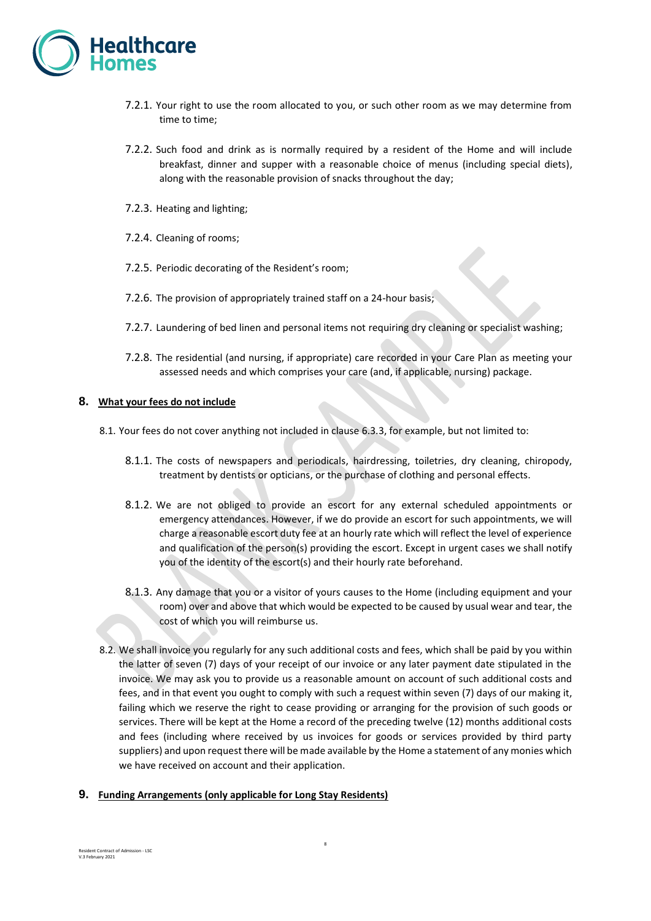7.2.1. Your right to use the room allocated to you, or such other room as we may determine from time to time;

7.2.2. Such food and drink as is normally required by a resident of the Home and will include breakfast, dinner and supper with a reasonable choice of menus (including special diets), along with the reasonable provision of snacks throughout the day;

7.2.3. Heating and lighting;

7.2.4. Cleaning of rooms;

7.2.5. Periodic decorating of the Resident's room;

7.2.6. The provision of appropriately trained staff on a 24-hour basis;

7.2.7. Laundering of bed linen and personal items not requiring dry cleaning or specialist washing;

7.2.8. The residential (and nursing, if appropriate) care recorded in your Care Plan as meeting your assessed needs and which comprises your care (and, if applicable, nursing) package.

## 8. <u>What your fees do not include</u>

8.1. Your fees do not cover anything not included in clause 6.3.3, for example, but not limited to:

8.1.1. The costs of newspapers and periodicals, hairdressing, toiletries, dry cleaning, chiropody, treatment by dentists or opticians, or the purchase of clothing and personal effects.

8.1.2. We are not obliged to provide an escort for any external scheduled appointments or emergency attendances. However, if we do provide an escort for such appointments, we will charge a reasonable escort duty fee at an hourly rate which will reflect the level of experience and qualification of the person(s) providing the escort. Except in urgent cases we shall notify you of the identity of the escort(s) and their hourly rate beforehand.

8.1.3. Any damage that you or a visitor of yours causes to the Home (including equipment and your room) over and above that which would be expected to be caused by usual wear and tear, the cost of which you will reimburse us.

8.2. We shall invoice you regularly for any such additional costs and fees, which shall be paid by you within the latter of seven (7) days of your receipt of our invoice or any later payment date stipulated in the invoice. We may ask you to provide us a reasonable amount on account of such additional costs and fees, and in that event you ought to comply with such a request within seven (7) days of our making it, failing which we reserve the right to cease providing or arranging for the provision of such goods or services. There will be kept at the Home a record of the preceding twelve (12) months additional costs and fees (including where received by us invoices for goods or services provided by third party suppliers) and upon request there will be made available by the Home a statement of any monies which we have received on account and their application.

## 9. <u>Funding Arrangements (only applicable for Long Stay Residents)</u>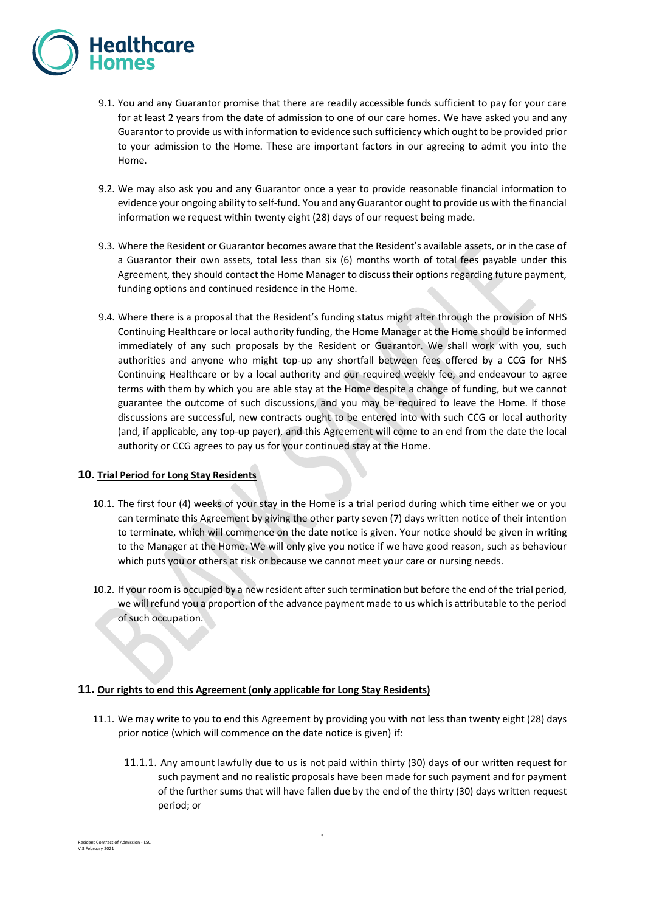9.1. You and any Guarantor promise that there are readily accessible funds sufficient to pay for your care for at least 2 years from the date of admission to one of our care homes. We have asked you and any Guarantor to provide us with information to evidence such sufficiency which ought to be provided prior to your admission to the Home. These are important factors in our agreeing to admit you into the Home.

9.2. We may also ask you and any Guarantor once a year to provide reasonable financial information to evidence your ongoing ability to self-fund. You and any Guarantor ought to provide us with the financial information we request within twenty eight (28) days of our request being made.

9.3. Where the Resident or Guarantor becomes aware that the Resident's available assets, or in the case of a Guarantor their own assets, total less than six (6) months worth of total fees payable under this Agreement, they should contact the Home Manager to discuss their options regarding future payment, funding options and continued residence in the Home.

9.4. Where there is a proposal that the Resident's funding status might alter through the provision of NHS Continuing Healthcare or local authority funding, the Home Manager at the Home should be informed immediately of any such proposals by the Resident or Guarantor. We shall work with you, such authorities and anyone who might top-up any shortfall between fees offered by a CCG for NHS Continuing Healthcare or by a local authority and our required weekly fee, and endeavour to agree terms with them by which you are able stay at the Home despite a change of funding, but we cannot guarantee the outcome of such discussions, and you may be required to leave the Home. If those discussions are successful, new contracts ought to be entered into with such CCG or local authority (and, if applicable, any top-up payer), and this Agreement will come to an end from the date the local authority or CCG agrees to pay us for your continued stay at the Home.

## 10. Trial Period for Long Stay Residents

10.1. The first four (4) weeks of your stay in the Home is a trial period during which time either we or you can terminate this Agreement by giving the other party seven (7) days written notice of their intention to terminate, which will commence on the date notice is given. Your notice should be given in writing to the Manager at the Home. We will only give you notice if we have good reason, such as behaviour which puts you or others at risk or because we cannot meet your care or nursing needs.

10.2. If your room is occupied by a new resident after such termination but before the end of the trial period, we will refund you a proportion of the advance payment made to us which is attributable to the period of such occupation.

## 11. Our rights to end this Agreement (only applicable for Long Stay Residents)

11.1. We may write to you to end this Agreement by providing you with not less than twenty eight (28) days prior notice (which will commence on the date notice is given) if:

11.1.1. Any amount lawfully due to us is not paid within thirty (30) days of our written request for such payment and no realistic proposals have been made for such payment and for payment of the further sums that will have fallen due by the end of the thirty (30) days written request period; or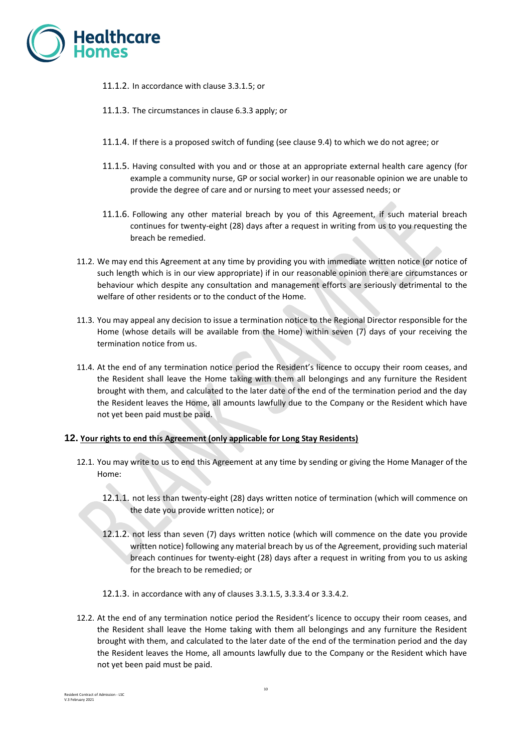11.1.2. In accordance with clause 3.3.1.5; or

11.1.3. The circumstances in clause 6.3.3 apply; or

11.1.4. If there is a proposed switch of funding (see clause 9.4) to which we do not agree; or

11.1.5. Having consulted with you and or those at an appropriate external health care agency (for example a community nurse, GP or social worker) in our reasonable opinion we are unable to provide the degree of care and or nursing to meet your assessed needs; or

11.1.6. Following any other material breach by you of this Agreement, if such material breach continues for twenty-eight (28) days after a request in writing from us to you requesting the breach be remedied.

11.2. We may end this Agreement at any time by providing you with immediate written notice (or notice of such length which is in our view appropriate) if in our reasonable opinion there are circumstances or behaviour which despite any consultation and management efforts are seriously detrimental to the welfare of other residents or to the conduct of the Home.

11.3. You may appeal any decision to issue a termination notice to the Regional Director responsible for the Home (whose details will be available from the Home) within seven (7) days of your receiving the termination notice from us.

11.4. At the end of any termination notice period the Resident's licence to occupy their room ceases, and the Resident shall leave the Home taking with them all belongings and any furniture the Resident brought with them, and calculated to the later date of the end of the termination period and the day the Resident leaves the Home, all amounts lawfully due to the Company or the Resident which have not yet been paid must be paid.

## 12. <u>Your rights to end this Agreement (only applicable for Long Stay Residents)</u>

12.1. You may write to us to end this Agreement at any time by sending or giving the Home Manager of the Home:

12.1.1. not less than twenty-eight (28) days written notice of termination (which will commence on the date you provide written notice); or

12.1.2. not less than seven (7) days written notice (which will commence on the date you provide written notice) following any material breach by us of the Agreement, providing such material breach continues for twenty-eight (28) days after a request in writing from you to us asking for the breach to be remedied; or

12.1.3. in accordance with any of clauses 3.3.1.5, 3.3.3.4 or 3.3.4.2.

12.2. At the end of any termination notice period the Resident's licence to occupy their room ceases, and the Resident shall leave the Home taking with them all belongings and any furniture the Resident brought with them, and calculated to the later date of the end of the termination period and the day the Resident leaves the Home, all amounts lawfully due to the Company or the Resident which have not yet been paid must be paid.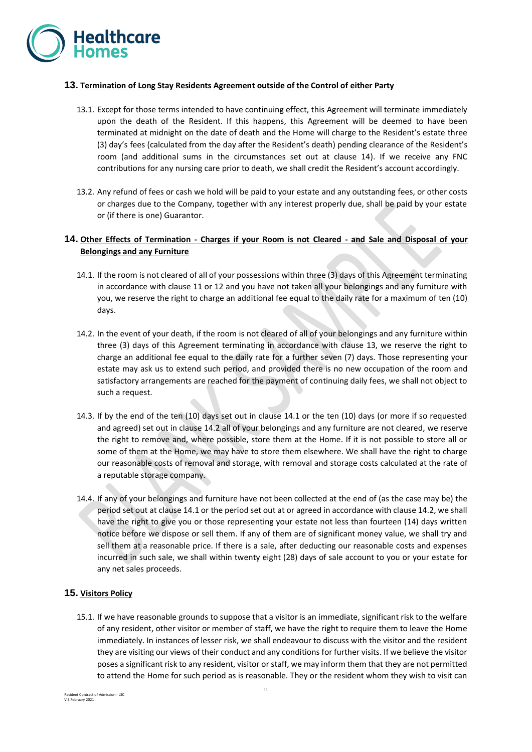## 13. Termination of Long Stay Residents Agreement outside of the Control of either Party

13.1. Except for those terms intended to have continuing effect, this Agreement will terminate immediately upon the death of the Resident. If this happens, this Agreement will be deemed to have been terminated at midnight on the date of death and the Home will charge to the Resident's estate three (3) day's fees (calculated from the day after the Resident's death) pending clearance of the Resident's room (and additional sums in the circumstances set out at clause 14). If we receive any FNC contributions for any nursing care prior to death, we shall credit the Resident's account accordingly.

13.2. Any refund of fees or cash we hold will be paid to your estate and any outstanding fees, or other costs or charges due to the Company, together with any interest properly due, shall be paid by your estate or (if there is one) Guarantor.

## 14. Other Effects of Termination - Charges if your Room is not Cleared - and Sale and Disposal of your Belongings and any Furniture

14.1. If the room is not cleared of all of your possessions within three (3) days of this Agreement terminating in accordance with clause 11 or 12 and you have not taken all your belongings and any furniture with you, we reserve the right to charge an additional fee equal to the daily rate for a maximum of ten (10) days.

14.2. In the event of your death, if the room is not cleared of all of your belongings and any furniture within three (3) days of this Agreement terminating in accordance with clause 13, we reserve the right to charge an additional fee equal to the daily rate for a further seven (7) days. Those representing your estate may ask us to extend such period, and provided there is no new occupation of the room and satisfactory arrangements are reached for the payment of continuing daily fees, we shall not object to such a request.

14.3. If by the end of the ten (10) days set out in clause 14.1 or the ten (10) days (or more if so requested and agreed) set out in clause 14.2 all of your belongings and any furniture are not cleared, we reserve the right to remove and, where possible, store them at the Home. If it is not possible to store all or some of them at the Home, we may have to store them elsewhere. We shall have the right to charge our reasonable costs of removal and storage, with removal and storage costs calculated at the rate of a reputable storage company.

14.4. If any of your belongings and furniture have not been collected at the end of (as the case may be) the period set out at clause 14.1 or the period set out at or agreed in accordance with clause 14.2, we shall have the right to give you or those representing your estate not less than fourteen (14) days written notice before we dispose or sell them. If any of them are of significant money value, we shall try and sell them at a reasonable price. If there is a sale, after deducting our reasonable costs and expenses incurred in such sale, we shall within twenty eight (28) days of sale account to you or your estate for any net sales proceeds.

## 15. Visitors Policy

15.1. If we have reasonable grounds to suppose that a visitor is an immediate, significant risk to the welfare of any resident, other visitor or member of staff, we have the right to require them to leave the Home immediately. In instances of lesser risk, we shall endeavour to discuss with the visitor and the resident they are visiting our views of their conduct and any conditions for further visits. If we believe the visitor poses a significant risk to any resident, visitor or staff, we may inform them that they are not permitted to attend the Home for such period as is reasonable. They or the resident whom they wish to visit can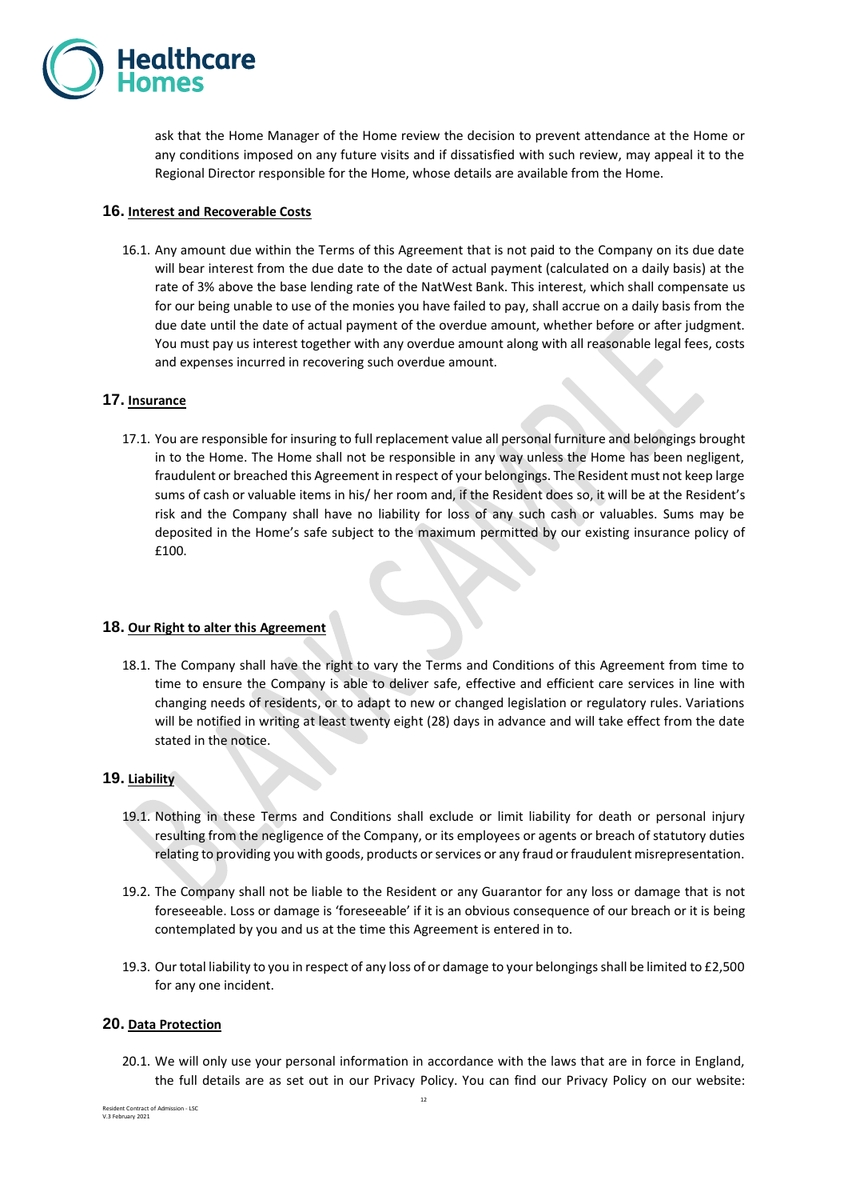ask that the Home Manager of the Home review the decision to prevent attendance at the Home or any conditions imposed on any future visits and if dissatisfied with such review, may appeal it to the Regional Director responsible for the Home, whose details are available from the Home.

## 16. Interest and Recoverable Costs

16.1. Any amount due within the Terms of this Agreement that is not paid to the Company on its due date will bear interest from the due date to the date of actual payment (calculated on a daily basis) at the rate of 3% above the base lending rate of the NatWest Bank. This interest, which shall compensate us for our being unable to use of the monies you have failed to pay, shall accrue on a daily basis from the due date until the date of actual payment of the overdue amount, whether before or after judgment. You must pay us interest together with any overdue amount along with all reasonable legal fees, costs and expenses incurred in recovering such overdue amount.

## 17. Insurance

17.1. You are responsible for insuring to full replacement value all personal furniture and belongings brought in to the Home. The Home shall not be responsible in any way unless the Home has been negligent, fraudulent or breached this Agreement in respect of your belongings. The Resident must not keep large sums of cash or valuable items in his/ her room and, if the Resident does so, it will be at the Resident's risk and the Company shall have no liability for loss of any such cash or valuables. Sums may be deposited in the Home's safe subject to the maximum permitted by our existing insurance policy of £100.

## 18. Our Right to alter this Agreement

18.1. The Company shall have the right to vary the Terms and Conditions of this Agreement from time to time to ensure the Company is able to deliver safe, effective and efficient care services in line with changing needs of residents, or to adapt to new or changed legislation or regulatory rules. Variations will be notified in writing at least twenty eight (28) days in advance and will take effect from the date stated in the notice.

## 19. Liability

19.1. Nothing in these Terms and Conditions shall exclude or limit liability for death or personal injury resulting from the negligence of the Company, or its employees or agents or breach of statutory duties relating to providing you with goods, products or services or any fraud or fraudulent misrepresentation.

19.2. The Company shall not be liable to the Resident or any Guarantor for any loss or damage that is not foreseeable. Loss or damage is 'foreseeable' if it is an obvious consequence of our breach or it is being contemplated by you and us at the time this Agreement is entered in to.

19.3. Our total liability to you in respect of any loss of or damage to your belongings shall be limited to £2,500 for any one incident.

## 20. Data Protection

20.1. We will only use your personal information in accordance with the laws that are in force in England, the full details are as set out in our Privacy Policy. You can find our Privacy Policy on our website: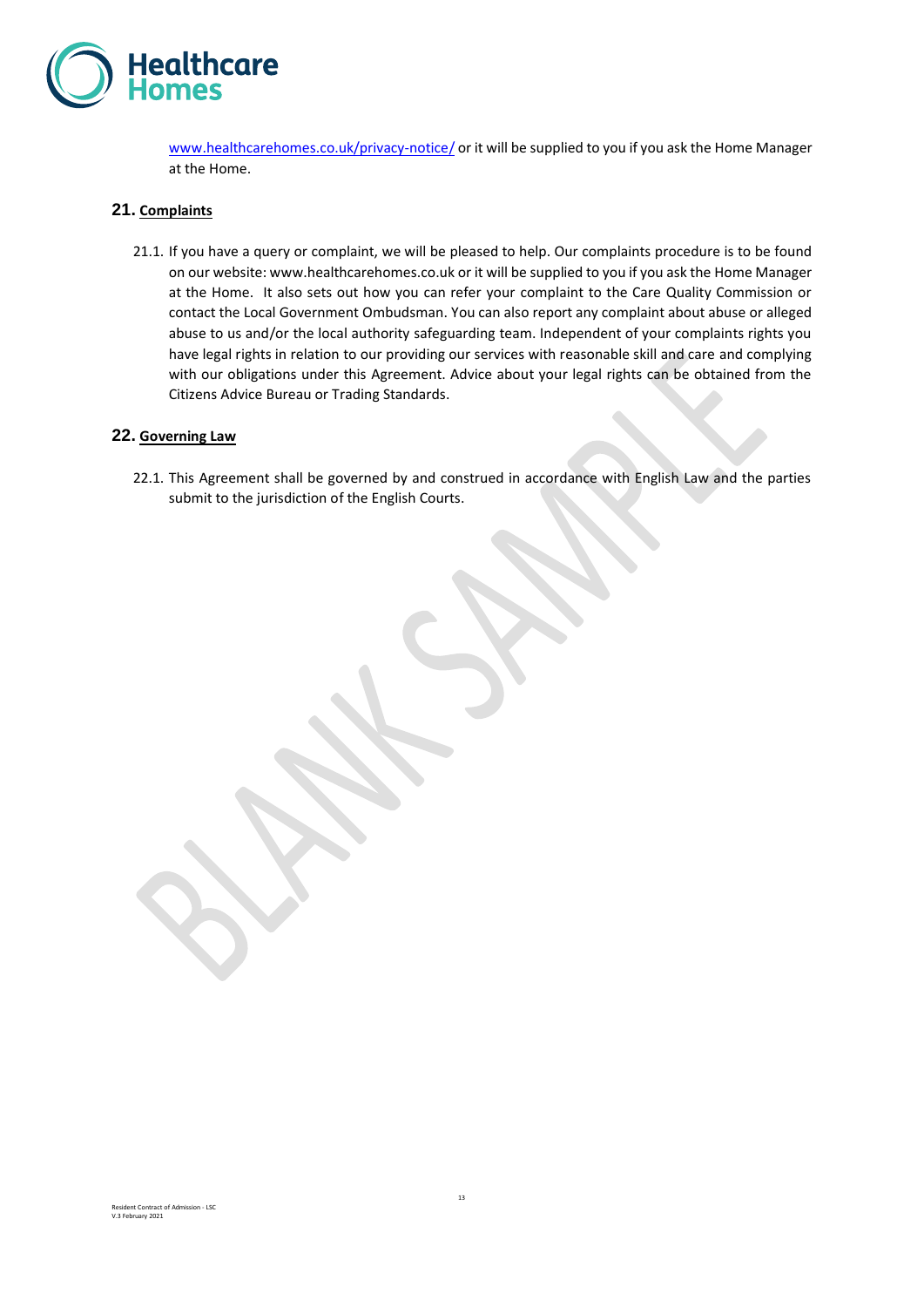www.healthcarehomes.co.uk/privacy-notice/ or it will be supplied to you if you ask the Home Manager at the Home.

## 21. Complaints

21.1. If you have a query or complaint, we will be pleased to help. Our complaints procedure is to be found on our website: www.healthcarehomes.co.uk or it will be supplied to you if you ask the Home Manager at the Home. It also sets out how you can refer your complaint to the Care Quality Commission or contact the Local Government Ombudsman. You can also report any complaint about abuse or alleged abuse to us and/or the local authority safeguarding team. Independent of your complaints rights you have legal rights in relation to our providing our services with reasonable skill and care and complying with our obligations under this Agreement. Advice about your legal rights can be obtained from the Citizens Advice Bureau or Trading Standards.

## 22. Governing Law

22.1. This Agreement shall be governed by and construed in accordance with English Law and the parties submit to the jurisdiction of the English Courts.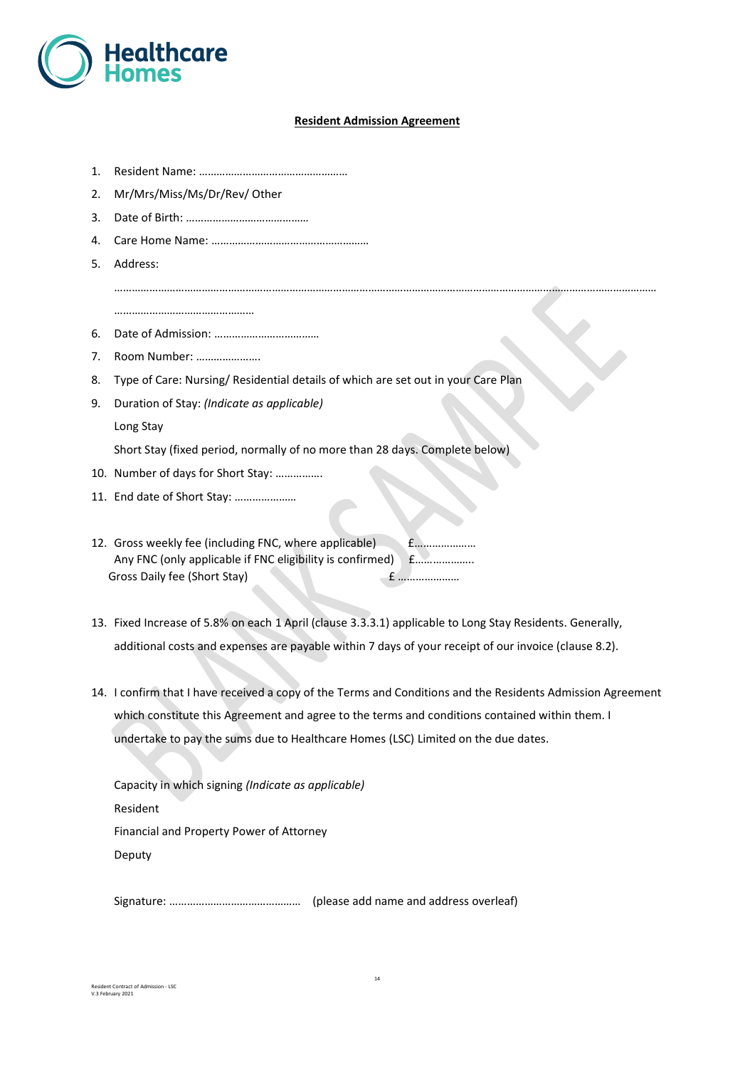Healthcare Homes

**Resident Admission Agreement**

1. Resident Name: ……………………………………………
2. Mr/Mrs/Miss/Ms/Dr/Rev/ Other
3. Date of Birth: ……………………………………
4. Care Home Name: ………………………………………………
5. Address:

   ………………………………………………………………………………………………………………………………………………………………

   …………………………………………
6. Date of Admission: ………………………………
7. Room Number: ………………….
8. Type of Care: Nursing/ Residential details of which are set out in your Care Plan
9. Duration of Stay: *(Indicate as applicable)*

   Long Stay

   Short Stay (fixed period, normally of no more than 28 days. Complete below)
10. Number of days for Short Stay: …………….
11. End date of Short Stay: …………………

12. Gross weekly fee (including FNC, where applicable) £…………………
    Any FNC (only applicable if FNC eligibility is confirmed) £………………..
    Gross Daily fee (Short Stay) £ …………………

13. Fixed Increase of 5.8% on each 1 April (clause 3.3.3.1) applicable to Long Stay Residents. Generally, additional costs and expenses are payable within 7 days of your receipt of our invoice (clause 8.2).

14. I confirm that I have received a copy of the Terms and Conditions and the Residents Admission Agreement which constitute this Agreement and agree to the terms and conditions contained within them. I undertake to pay the sums due to Healthcare Homes (LSC) Limited on the due dates.

    Capacity in which signing *(Indicate as applicable)*

    Resident

    Financial and Property Power of Attorney

    Deputy

    Signature: ……………………………………… (please add name and address overleaf)

Resident Contract of Admission - LSC
V.3 February 2021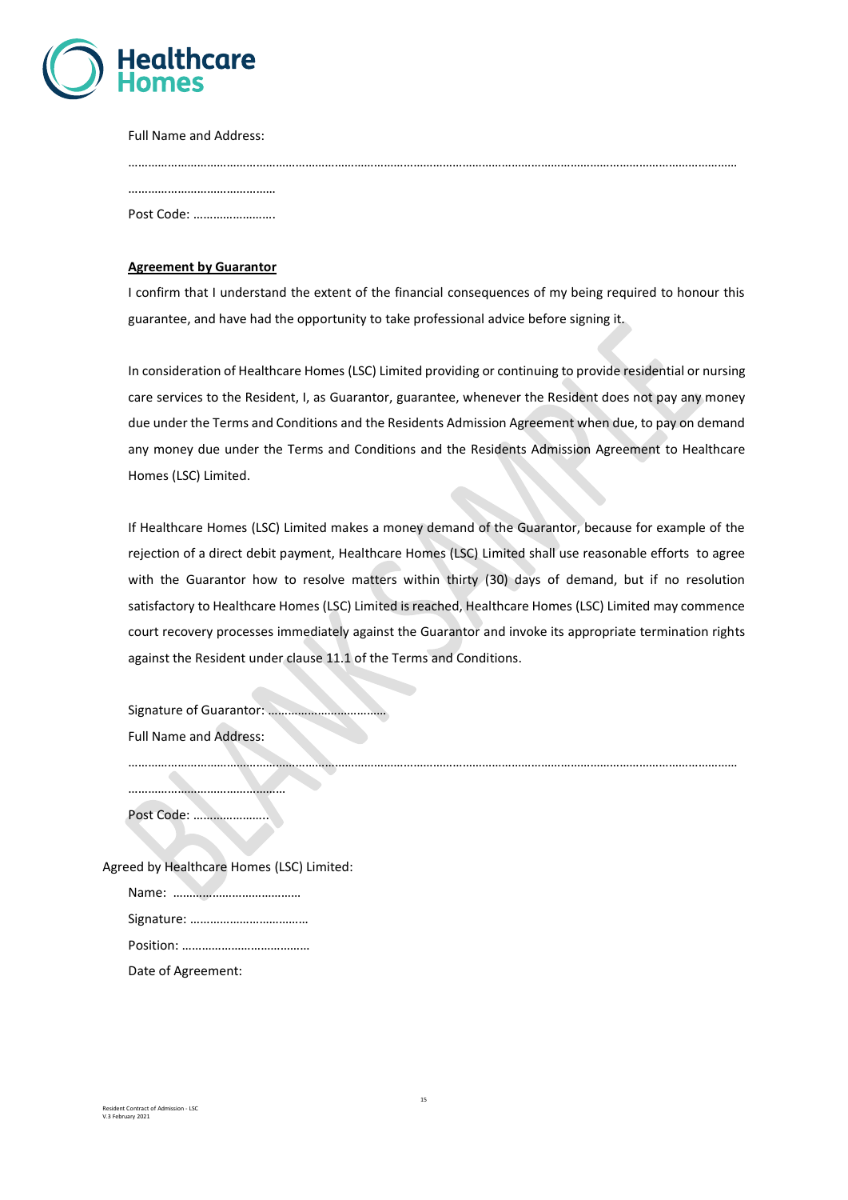Full Name and Address:

………………………………………………………………………………………………………………………………………………………………

………………………………………

Post Code: …………………….

**Agreement by Guarantor**

I confirm that I understand the extent of the financial consequences of my being required to honour this guarantee, and have had the opportunity to take professional advice before signing it.

In consideration of Healthcare Homes (LSC) Limited providing or continuing to provide residential or nursing care services to the Resident, I, as Guarantor, guarantee, whenever the Resident does not pay any money due under the Terms and Conditions and the Residents Admission Agreement when due, to pay on demand any money due under the Terms and Conditions and the Residents Admission Agreement to Healthcare Homes (LSC) Limited.

If Healthcare Homes (LSC) Limited makes a money demand of the Guarantor, because for example of the rejection of a direct debit payment, Healthcare Homes (LSC) Limited shall use reasonable efforts to agree with the Guarantor how to resolve matters within thirty (30) days of demand, but if no resolution satisfactory to Healthcare Homes (LSC) Limited is reached, Healthcare Homes (LSC) Limited may commence court recovery processes immediately against the Guarantor and invoke its appropriate termination rights against the Resident under clause 11.1 of the Terms and Conditions.

Signature of Guarantor: ………………………………

Full Name and Address:

………………………………………………………………………………………………………………………………………………………………

…………………………………………

Post Code: …………………..

Agreed by Healthcare Homes (LSC) Limited:

Name: …………………………………

Signature: ………………………………

Position: …………………………………

Date of Agreement: